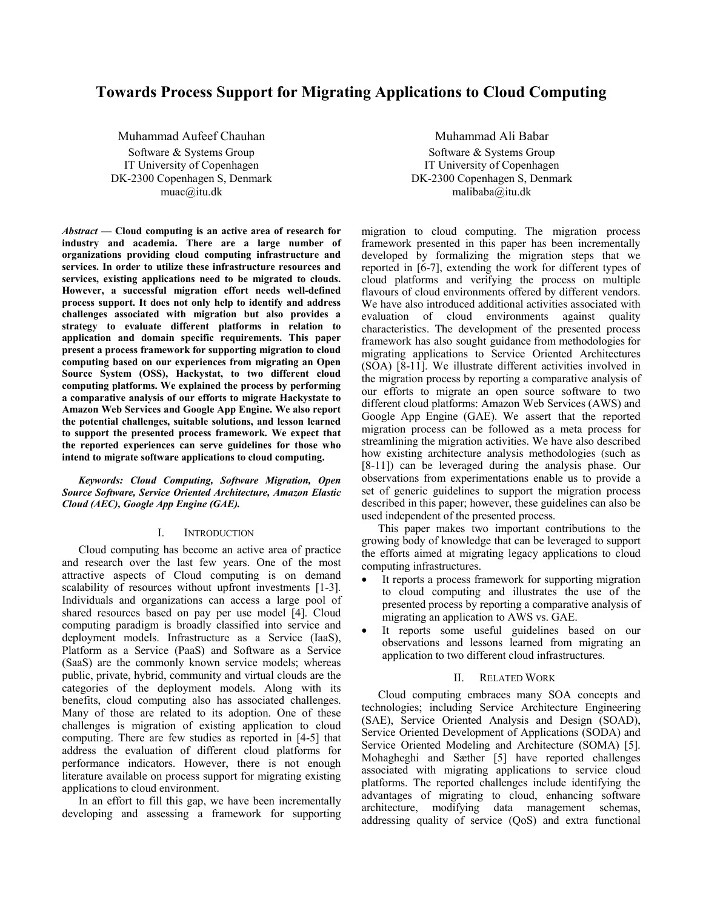# Towards Process Support for Migrating Applications to Cloud Computing

Muhammad Aufeef Chauhan
Software & Systems Group
IT University of Copenhagen
DK-2300 Copenhagen S, Denmark
muac@itu.dk

Muhammad Ali Babar
Software & Systems Group
IT University of Copenhagen
DK-2300 Copenhagen S, Denmark
malibaba@itu.dk

***Abstract* — Cloud computing is an active area of research for industry and academia. There are a large number of organizations providing cloud computing infrastructure and services. In order to utilize these infrastructure resources and services, existing applications need to be migrated to clouds. However, a successful migration effort needs well-defined process support. It does not only help to identify and address challenges associated with migration but also provides a strategy to evaluate different platforms in relation to application and domain specific requirements. This paper present a process framework for supporting migration to cloud computing based on our experiences from migrating an Open Source System (OSS), Hackystat, to two different cloud computing platforms. We explained the process by performing a comparative analysis of our efforts to migrate Hackystate to Amazon Web Services and Google App Engine. We also report the potential challenges, suitable solutions, and lesson learned to support the presented process framework. We expect that the reported experiences can serve guidelines for those who intend to migrate software applications to cloud computing.**

***Keywords: Cloud Computing, Software Migration, Open Source Software, Service Oriented Architecture, Amazon Elastic Cloud (AEC), Google App Engine (GAE).***

## I. INTRODUCTION

Cloud computing has become an active area of practice and research over the last few years. One of the most attractive aspects of Cloud computing is on demand scalability of resources without upfront investments [1-3]. Individuals and organizations can access a large pool of shared resources based on pay per use model [4]. Cloud computing paradigm is broadly classified into service and deployment models. Infrastructure as a Service (IaaS), Platform as a Service (PaaS) and Software as a Service (SaaS) are the commonly known service models; whereas public, private, hybrid, community and virtual clouds are the categories of the deployment models. Along with its benefits, cloud computing also has associated challenges. Many of those are related to its adoption. One of these challenges is migration of existing application to cloud computing. There are few studies as reported in [4-5] that address the evaluation of different cloud platforms for performance indicators. However, there is not enough literature available on process support for migrating existing applications to cloud environment.

In an effort to fill this gap, we have been incrementally developing and assessing a framework for supporting migration to cloud computing. The migration process framework presented in this paper has been incrementally developed by formalizing the migration steps that we reported in [6-7], extending the work for different types of cloud platforms and verifying the process on multiple flavours of cloud environments offered by different vendors. We have also introduced additional activities associated with evaluation of cloud environments against quality characteristics. The development of the presented process framework has also sought guidance from methodologies for migrating applications to Service Oriented Architectures (SOA) [8-11]. We illustrate different activities involved in the migration process by reporting a comparative analysis of our efforts to migrate an open source software to two different cloud platforms: Amazon Web Services (AWS) and Google App Engine (GAE). We assert that the reported migration process can be followed as a meta process for streamlining the migration activities. We have also described how existing architecture analysis methodologies (such as [8-11]) can be leveraged during the analysis phase. Our observations from experimentations enable us to provide a set of generic guidelines to support the migration process described in this paper; however, these guidelines can also be used independent of the presented process.

This paper makes two important contributions to the growing body of knowledge that can be leveraged to support the efforts aimed at migrating legacy applications to cloud computing infrastructures.

- It reports a process framework for supporting migration to cloud computing and illustrates the use of the presented process by reporting a comparative analysis of migrating an application to AWS vs. GAE.
- It reports some useful guidelines based on our observations and lessons learned from migrating an application to two different cloud infrastructures.

## II. RELATED WORK

Cloud computing embraces many SOA concepts and technologies; including Service Architecture Engineering (SAE), Service Oriented Analysis and Design (SOAD), Service Oriented Development of Applications (SODA) and Service Oriented Modeling and Architecture (SOMA) [5]. Mohagheghi and Sæther [5] have reported challenges associated with migrating applications to service cloud platforms. The reported challenges include identifying the advantages of migrating to cloud, enhancing software architecture, modifying data management schemas, addressing quality of service (QoS) and extra functional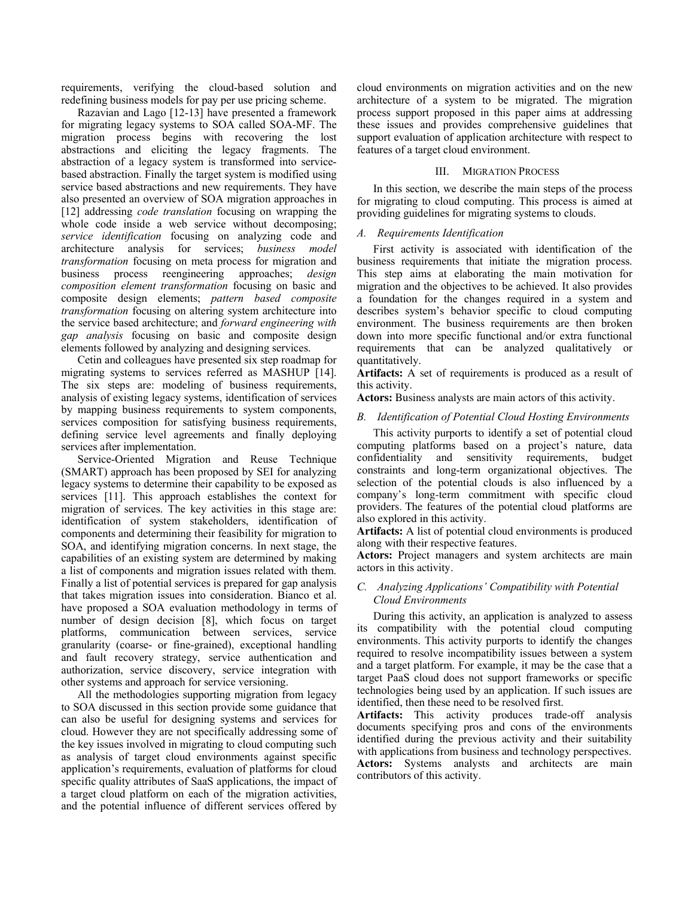requirements, verifying the cloud-based solution and redefining business models for pay per use pricing scheme.

Razavian and Lago [12-13] have presented a framework for migrating legacy systems to SOA called SOA-MF. The migration process begins with recovering the lost abstractions and eliciting the legacy fragments. The abstraction of a legacy system is transformed into service-based abstraction. Finally the target system is modified using service based abstractions and new requirements. They have also presented an overview of SOA migration approaches in [12] addressing *code translation* focusing on wrapping the whole code inside a web service without decomposing; *service identification* focusing on analyzing code and architecture analysis for services; *business model transformation* focusing on meta process for migration and business process reengineering approaches; *design composition element transformation* focusing on basic and composite design elements; *pattern based composite transformation* focusing on altering system architecture into the service based architecture; and *forward engineering with gap analysis* focusing on basic and composite design elements followed by analyzing and designing services.

Cetin and colleagues have presented six step roadmap for migrating systems to services referred as MASHUP [14]. The six steps are: modeling of business requirements, analysis of existing legacy systems, identification of services by mapping business requirements to system components, services composition for satisfying business requirements, defining service level agreements and finally deploying services after implementation.

Service-Oriented Migration and Reuse Technique (SMART) approach has been proposed by SEI for analyzing legacy systems to determine their capability to be exposed as services [11]. This approach establishes the context for migration of services. The key activities in this stage are: identification of system stakeholders, identification of components and determining their feasibility for migration to SOA, and identifying migration concerns. In next stage, the capabilities of an existing system are determined by making a list of components and migration issues related with them. Finally a list of potential services is prepared for gap analysis that takes migration issues into consideration. Bianco et al. have proposed a SOA evaluation methodology in terms of number of design decision [8], which focus on target platforms, communication between services, service granularity (coarse- or fine-grained), exceptional handling and fault recovery strategy, service authentication and authorization, service discovery, service integration with other systems and approach for service versioning.

All the methodologies supporting migration from legacy to SOA discussed in this section provide some guidance that can also be useful for designing systems and services for cloud. However they are not specifically addressing some of the key issues involved in migrating to cloud computing such as analysis of target cloud environments against specific application's requirements, evaluation of platforms for cloud specific quality attributes of SaaS applications, the impact of a target cloud platform on each of the migration activities, and the potential influence of different services offered by cloud environments on migration activities and on the new architecture of a system to be migrated. The migration process support proposed in this paper aims at addressing these issues and provides comprehensive guidelines that support evaluation of application architecture with respect to features of a target cloud environment.

## III. Migration Process

In this section, we describe the main steps of the process for migrating to cloud computing. This process is aimed at providing guidelines for migrating systems to clouds.

### *A. Requirements Identification*

First activity is associated with identification of the business requirements that initiate the migration process. This step aims at elaborating the main motivation for migration and the objectives to be achieved. It also provides a foundation for the changes required in a system and describes system's behavior specific to cloud computing environment. The business requirements are then broken down into more specific functional and/or extra functional requirements that can be analyzed qualitatively or quantitatively.

**Artifacts:** A set of requirements is produced as a result of this activity.

**Actors:** Business analysts are main actors of this activity.

### *B. Identification of Potential Cloud Hosting Environments*

This activity purports to identify a set of potential cloud computing platforms based on a project's nature, data confidentiality and sensitivity requirements, budget constraints and long-term organizational objectives. The selection of the potential clouds is also influenced by a company's long-term commitment with specific cloud providers. The features of the potential cloud platforms are also explored in this activity.

**Artifacts:** A list of potential cloud environments is produced along with their respective features.

**Actors:** Project managers and system architects are main actors in this activity.

### *C. Analyzing Applications' Compatibility with Potential Cloud Environments*

During this activity, an application is analyzed to assess its compatibility with the potential cloud computing environments. This activity purports to identify the changes required to resolve incompatibility issues between a system and a target platform. For example, it may be the case that a target PaaS cloud does not support frameworks or specific technologies being used by an application. If such issues are identified, then these need to be resolved first.

**Artifacts:** This activity produces trade-off analysis documents specifying pros and cons of the environments identified during the previous activity and their suitability with applications from business and technology perspectives.

**Actors:** Systems analysts and architects are main contributors of this activity.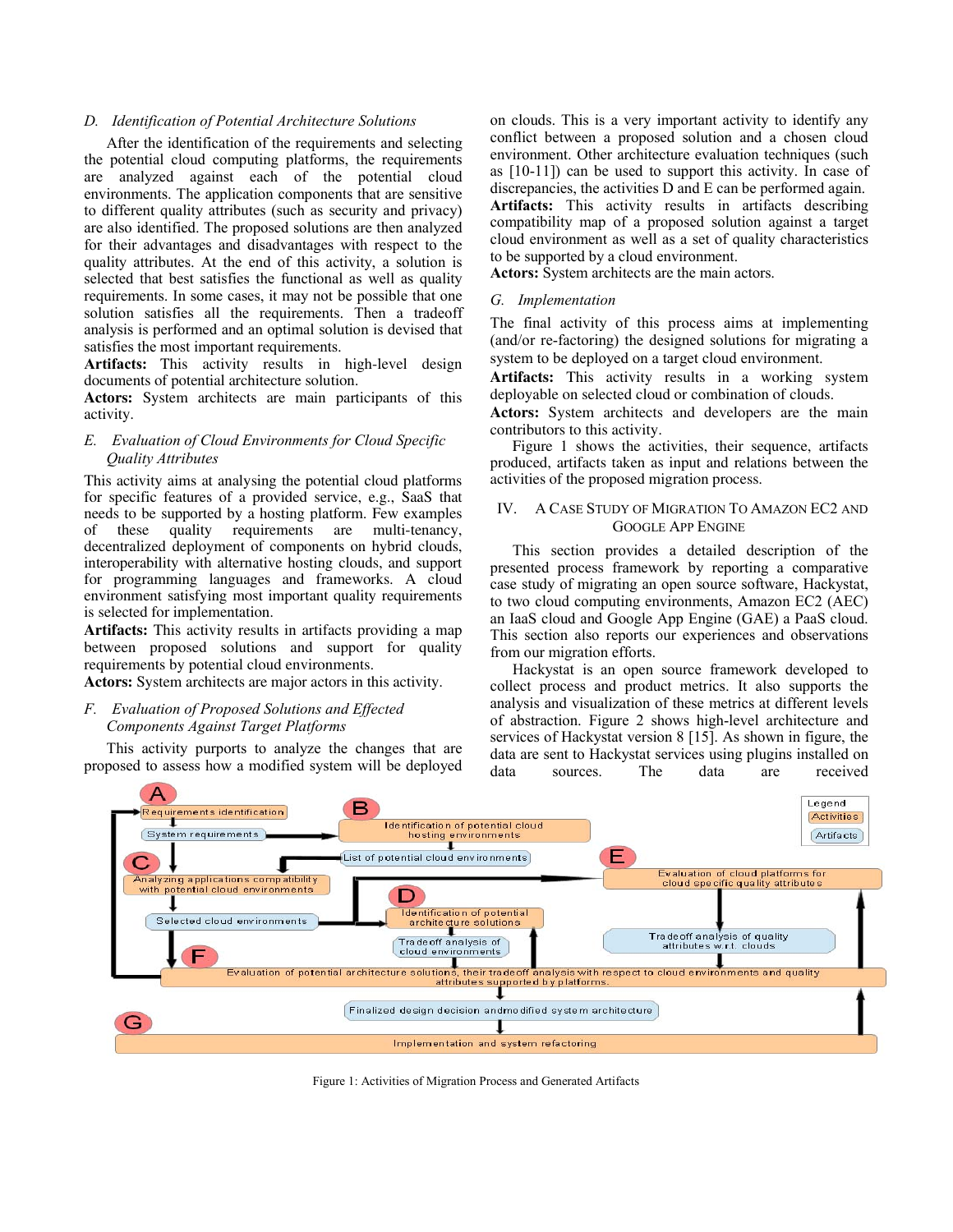### D. Identification of Potential Architecture Solutions

After the identification of the requirements and selecting the potential cloud computing platforms, the requirements are analyzed against each of the potential cloud environments. The application components that are sensitive to different quality attributes (such as security and privacy) are also identified. The proposed solutions are then analyzed for their advantages and disadvantages with respect to the quality attributes. At the end of this activity, a solution is selected that best satisfies the functional as well as quality requirements. In some cases, it may not be possible that one solution satisfies all the requirements. Then a tradeoff analysis is performed and an optimal solution is devised that satisfies the most important requirements.

**Artifacts:** This activity results in high-level design documents of potential architecture solution.

**Actors:** System architects are main participants of this activity.

### E. Evaluation of Cloud Environments for Cloud Specific Quality Attributes

This activity aims at analysing the potential cloud platforms for specific features of a provided service, e.g., SaaS that needs to be supported by a hosting platform. Few examples of these quality requirements are multi-tenancy, decentralized deployment of components on hybrid clouds, interoperability with alternative hosting clouds, and support for programming languages and frameworks. A cloud environment satisfying most important quality requirements is selected for implementation.

**Artifacts:** This activity results in artifacts providing a map between proposed solutions and support for quality requirements by potential cloud environments.

**Actors:** System architects are major actors in this activity.

### F. Evaluation of Proposed Solutions and Effected Components Against Target Platforms

This activity purports to analyze the changes that are proposed to assess how a modified system will be deployed on clouds. This is a very important activity to identify any conflict between a proposed solution and a chosen cloud environment. Other architecture evaluation techniques (such as [10-11]) can be used to support this activity. In case of discrepancies, the activities D and E can be performed again.

**Artifacts:** This activity results in artifacts describing compatibility map of a proposed solution against a target cloud environment as well as a set of quality characteristics to be supported by a cloud environment.

**Actors:** System architects are the main actors.

### G. Implementation

The final activity of this process aims at implementing (and/or re-factoring) the designed solutions for migrating a system to be deployed on a target cloud environment.

**Artifacts:** This activity results in a working system deployable on selected cloud or combination of clouds.

**Actors:** System architects and developers are the main contributors to this activity.

Figure 1 shows the activities, their sequence, artifacts produced, artifacts taken as input and relations between the activities of the proposed migration process.

## IV. A Case Study of Migration To Amazon EC2 and Google App Engine

This section provides a detailed description of the presented process framework by reporting a comparative case study of migrating an open source software, Hackystat, to two cloud computing environments, Amazon EC2 (AEC) an IaaS cloud and Google App Engine (GAE) a PaaS cloud. This section also reports our experiences and observations from our migration efforts.

Hackystat is an open source framework developed to collect process and product metrics. It also supports the analysis and visualization of these metrics at different levels of abstraction. Figure 2 shows high-level architecture and services of Hackystat version 8 [15]. As shown in figure, the data are sent to Hackystat services using plugins installed on data sources. The data are received

A
Requirements identification
System requirements
B
Identification of potential cloud hosting environments
List of potential cloud environments
C
Analyzing applications compatibility with potential cloud environments
Selected cloud environments
D
Identification of potential architecture solutions
Tradeoff analysis of cloud environments
E
Evaluation of cloud platforms for cloud specific quality attributes
Tradeoff analysis of quality attributes w.r.t. clouds
F
Evaluation of potential architecture solutions, their tradeoff analysis with respect to cloud environments and quality attributes supported by platforms.
Finalized design decision and modified system architecture
G
Implementation and system refactoring
Legend
Activities
Artifacts

Figure 1: Activities of Migration Process and Generated Artifacts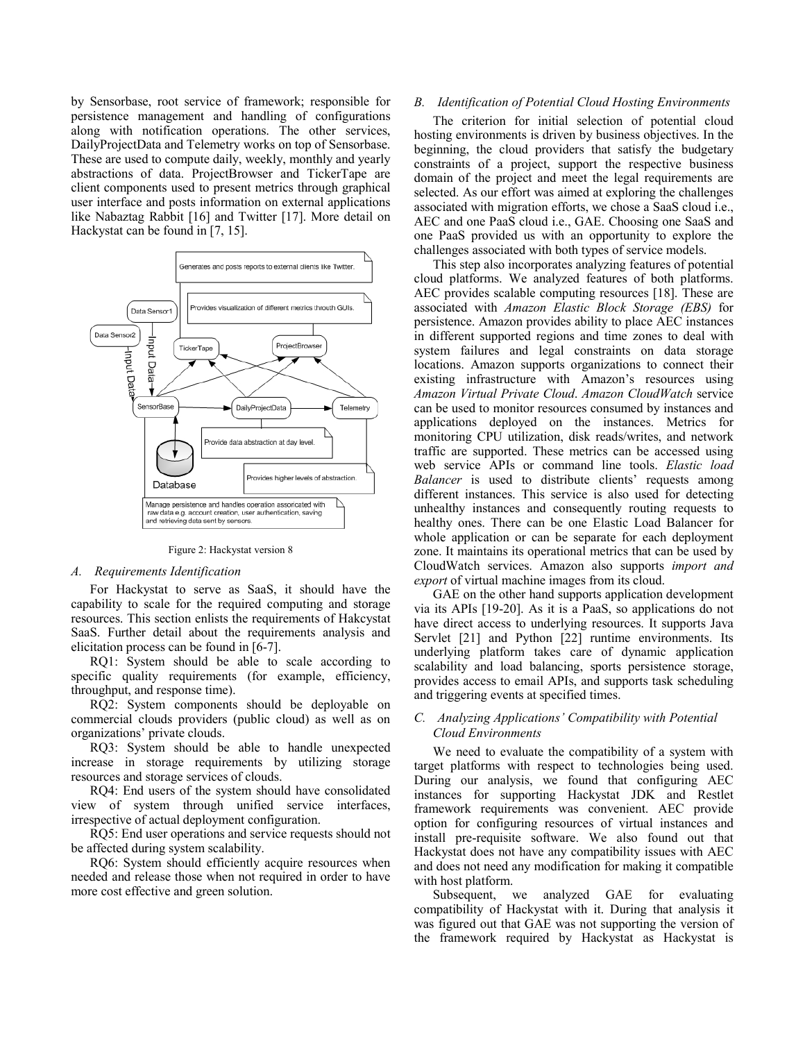by Sensorbase, root service of framework; responsible for persistence management and handling of configurations along with notification operations. The other services, DailyProjectData and Telemetry works on top of Sensorbase. These are used to compute daily, weekly, monthly and yearly abstractions of data. ProjectBrowser and TickerTape are client components used to present metrics through graphical user interface and posts information on external applications like Nabaztag Rabbit [16] and Twitter [17]. More detail on Hackystat can be found in [7, 15].

Figure 2: Hackystat version 8

### *A. Requirements Identification*

For Hackystat to serve as SaaS, it should have the capability to scale for the required computing and storage resources. This section enlists the requirements of Hakcystat SaaS. Further detail about the requirements analysis and elicitation process can be found in [6-7].

RQ1: System should be able to scale according to specific quality requirements (for example, efficiency, throughput, and response time).

RQ2: System components should be deployable on commercial clouds providers (public cloud) as well as on organizations' private clouds.

RQ3: System should be able to handle unexpected increase in storage requirements by utilizing storage resources and storage services of clouds.

RQ4: End users of the system should have consolidated view of system through unified service interfaces, irrespective of actual deployment configuration.

RQ5: End user operations and service requests should not be affected during system scalability.

RQ6: System should efficiently acquire resources when needed and release those when not required in order to have more cost effective and green solution.

### *B. Identification of Potential Cloud Hosting Environments*

The criterion for initial selection of potential cloud hosting environments is driven by business objectives. In the beginning, the cloud providers that satisfy the budgetary constraints of a project, support the respective business domain of the project and meet the legal requirements are selected. As our effort was aimed at exploring the challenges associated with migration efforts, we chose a SaaS cloud i.e., AEC and one PaaS cloud i.e., GAE. Choosing one SaaS and one PaaS provided us with an opportunity to explore the challenges associated with both types of service models.

This step also incorporates analyzing features of potential cloud platforms. We analyzed features of both platforms. AEC provides scalable computing resources [18]. These are associated with *Amazon Elastic Block Storage (EBS)* for persistence. Amazon provides ability to place AEC instances in different supported regions and time zones to deal with system failures and legal constraints on data storage locations. Amazon supports organizations to connect their existing infrastructure with Amazon's resources using *Amazon Virtual Private Cloud*. *Amazon CloudWatch* service can be used to monitor resources consumed by instances and applications deployed on the instances. Metrics for monitoring CPU utilization, disk reads/writes, and network traffic are supported. These metrics can be accessed using web service APIs or command line tools. *Elastic load Balancer* is used to distribute clients' requests among different instances. This service is also used for detecting unhealthy instances and consequently routing requests to healthy ones. There can be one Elastic Load Balancer for whole application or can be separate for each deployment zone. It maintains its operational metrics that can be used by CloudWatch services. Amazon also supports *import and export* of virtual machine images from its cloud.

GAE on the other hand supports application development via its APIs [19-20]. As it is a PaaS, so applications do not have direct access to underlying resources. It supports Java Servlet [21] and Python [22] runtime environments. Its underlying platform takes care of dynamic application scalability and load balancing, sports persistence storage, provides access to email APIs, and supports task scheduling and triggering events at specified times.

### *C. Analyzing Applications' Compatibility with Potential Cloud Environments*

We need to evaluate the compatibility of a system with target platforms with respect to technologies being used. During our analysis, we found that configuring AEC instances for supporting Hackystat JDK and Restlet framework requirements was convenient. AEC provide option for configuring resources of virtual instances and install pre-requisite software. We also found out that Hackystat does not have any compatibility issues with AEC and does not need any modification for making it compatible with host platform.

Subsequent, we analyzed GAE for evaluating compatibility of Hackystat with it. During that analysis it was figured out that GAE was not supporting the version of the framework required by Hackystat as Hackystat is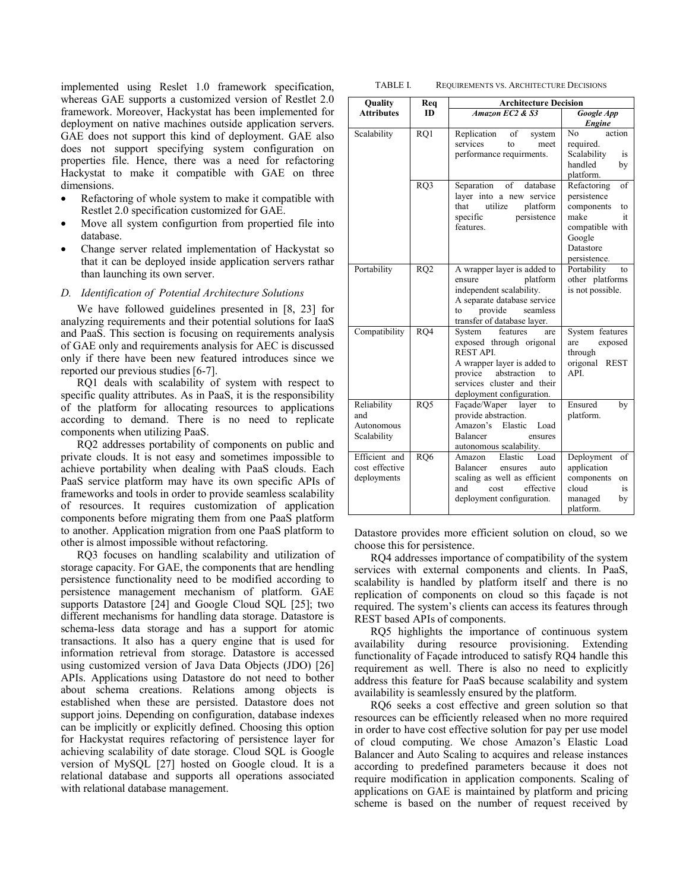implemented using Reslet 1.0 framework specification, whereas GAE supports a customized version of Restlet 2.0 framework. Moreover, Hackystat has been implemented for deployment on native machines outside application servers. GAE does not support this kind of deployment. GAE also does not support specifying system configuration on properties file. Hence, there was a need for refactoring Hackystat to make it compatible with GAE on three dimensions.

- Refactoring of whole system to make it compatible with Restlet 2.0 specification customized for GAE.
- Move all system configurtion from propertied file into database.
- Change server related implementation of Hackystat so that it can be deployed inside application servers rathar than launching its own server.

### *D. Identification of Potential Architecture Solutions*

We have followed guidelines presented in [8, 23] for analyzing requirements and their potential solutions for IaaS and PaaS. This section is focusing on requirements analysis of GAE only and requirements analysis for AEC is discussed only if there have been new featured introduces since we reported our previous studies [6-7].

RQ1 deals with scalability of system with respect to specific quality attributes. As in PaaS, it is the responsibility of the platform for allocating resources to applications according to demand. There is no need to replicate components when utilizing PaaS.

RQ2 addresses portability of components on public and private clouds. It is not easy and sometimes impossible to achieve portability when dealing with PaaS clouds. Each PaaS service platform may have its own specific APIs of frameworks and tools in order to provide seamless scalability of resources. It requires customization of application components before migrating them from one PaaS platform to another. Application migration from one PaaS platform to other is almost impossible without refactoring.

RQ3 focuses on handling scalability and utilization of storage capacity. For GAE, the components that are hendling persistence functionality need to be modified according to persistence management mechanism of platform. GAE supports Datastore [24] and Google Cloud SQL [25]; two different mechanisms for handling data storage. Datastore is schema-less data storage and has a support for atomic transactions. It also has a query engine that is used for information retrieval from storage. Datastore is accessed using customized version of Java Data Objects (JDO) [26] APIs. Applications using Datastore do not need to bother about schema creations. Relations among objects is established when these are persisted. Datastore does not support joins. Depending on configuration, database indexes can be implicitly or explicitly defined. Choosing this option for Hackystat requires refactoring of persistence layer for achieving scalability of date storage. Cloud SQL is Google version of MySQL [27] hosted on Google cloud. It is a relational database and supports all operations associated with relational database management.

TABLE I. REQUIREMENTS VS. ARCHITECTURE DECISIONS

| Quality Attributes | Req ID | Architecture Decision | |
|---|---|---|---|
| | | *Amazon EC2 & S3* | *Google App Engine* |
| Scalability | RQ1 | Replication of system services to meet performance requirments. | No action required. Scalability is handled by platform. |
| | RQ3 | Separation of database layer into a new service that utilize platform specific persistence features. | Refactoring of persistence components to make it compatible with Google Datastore persistence. |
| Portability | RQ2 | A wrapper layer is added to ensure platform independent scalability. A separate database service to provide seamless transfer of database layer. | Portability to other platforms is not possible. |
| Compatibility | RQ4 | System features are exposed through origonal REST API. A wrapper layer is added to provice abstraction to services cluster and their deployment configuration. | System features are exposed through origonal REST API. |
| Reliability and Autonomous Scalability | RQ5 | Façade/Waper layer to provide abstraction. Amazon's Elastic Load Balancer ensures autonomous scalability. | Ensured by platform. |
| Efficient and cost effective deployments | RQ6 | Amazon Elastic Load Balancer ensures auto scaling as well as efficient and cost effective deployment configuration. | Deployment of application components on cloud is managed by platform. |

Datastore provides more efficient solution on cloud, so we choose this for persistence.

RQ4 addresses importance of compatibility of the system services with external components and clients. In PaaS, scalability is handled by platform itself and there is no replication of components on cloud so this façade is not required. The system's clients can access its features through REST based APIs of components.

RQ5 highlights the importance of continuous system availability during resource provisioning. Extending functionality of Façade introduced to satisfy RQ4 handle this requirement as well. There is also no need to explicitly address this feature for PaaS because scalability and system availability is seamlessly ensured by the platform.

RQ6 seeks a cost effective and green solution so that resources can be efficiently released when no more required in order to have cost effective solution for pay per use model of cloud computing. We chose Amazon's Elastic Load Balancer and Auto Scaling to acquires and release instances according to predefined parameters because it does not require modification in application components. Scaling of applications on GAE is maintained by platform and pricing scheme is based on the number of request received by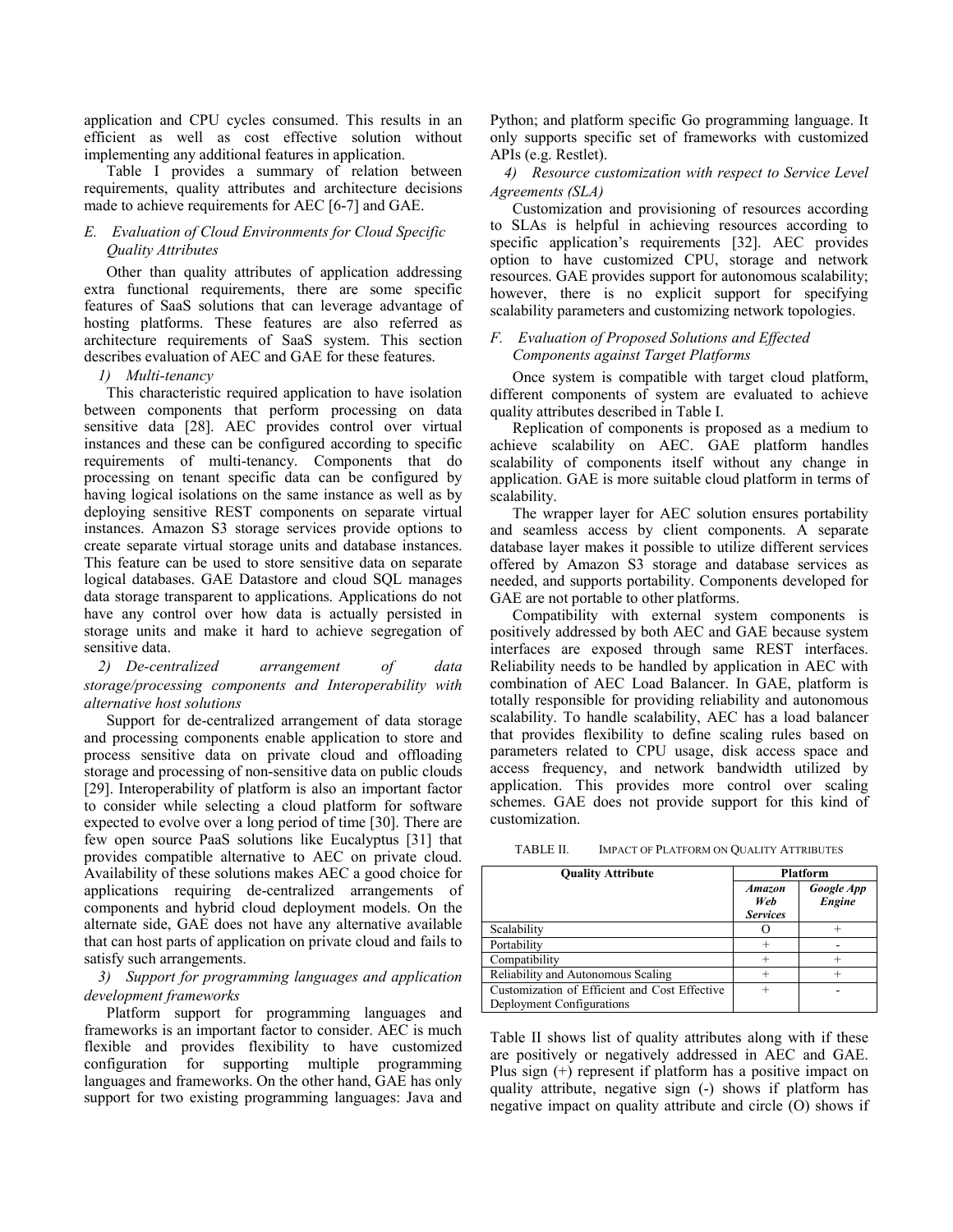application and CPU cycles consumed. This results in an efficient as well as cost effective solution without implementing any additional features in application.

Table I provides a summary of relation between requirements, quality attributes and architecture decisions made to achieve requirements for AEC [6-7] and GAE.

### *E. Evaluation of Cloud Environments for Cloud Specific Quality Attributes*

Other than quality attributes of application addressing extra functional requirements, there are some specific features of SaaS solutions that can leverage advantage of hosting platforms. These features are also referred as architecture requirements of SaaS system. This section describes evaluation of AEC and GAE for these features.

#### *1) Multi-tenancy*

This characteristic required application to have isolation between components that perform processing on data sensitive data [28]. AEC provides control over virtual instances and these can be configured according to specific requirements of multi-tenancy. Components that do processing on tenant specific data can be configured by having logical isolations on the same instance as well as by deploying sensitive REST components on separate virtual instances. Amazon S3 storage services provide options to create separate virtual storage units and database instances. This feature can be used to store sensitive data on separate logical databases. GAE Datastore and cloud SQL manages data storage transparent to applications. Applications do not have any control over how data is actually persisted in storage units and make it hard to achieve segregation of sensitive data.

#### *2) De-centralized arrangement of data storage/processing components and Interoperability with alternative host solutions*

Support for de-centralized arrangement of data storage and processing components enable application to store and process sensitive data on private cloud and offloading storage and processing of non-sensitive data on public clouds [29]. Interoperability of platform is also an important factor to consider while selecting a cloud platform for software expected to evolve over a long period of time [30]. There are few open source PaaS solutions like Eucalyptus [31] that provides compatible alternative to AEC on private cloud. Availability of these solutions makes AEC a good choice for applications requiring de-centralized arrangements of components and hybrid cloud deployment models. On the alternate side, GAE does not have any alternative available that can host parts of application on private cloud and fails to satisfy such arrangements.

#### *3) Support for programming languages and application development frameworks*

Platform support for programming languages and frameworks is an important factor to consider. AEC is much flexible and provides flexibility to have customized configuration for supporting multiple programming languages and frameworks. On the other hand, GAE has only support for two existing programming languages: Java and Python; and platform specific Go programming language. It only supports specific set of frameworks with customized APIs (e.g. Restlet).

#### *4) Resource customization with respect to Service Level Agreements (SLA)*

Customization and provisioning of resources according to SLAs is helpful in achieving resources according to specific application's requirements [32]. AEC provides option to have customized CPU, storage and network resources. GAE provides support for autonomous scalability; however, there is no explicit support for specifying scalability parameters and customizing network topologies.

### *F. Evaluation of Proposed Solutions and Effected Components against Target Platforms*

Once system is compatible with target cloud platform, different components of system are evaluated to achieve quality attributes described in Table I.

Replication of components is proposed as a medium to achieve scalability on AEC. GAE platform handles scalability of components itself without any change in application. GAE is more suitable cloud platform in terms of scalability.

The wrapper layer for AEC solution ensures portability and seamless access by client components. A separate database layer makes it possible to utilize different services offered by Amazon S3 storage and database services as needed, and supports portability. Components developed for GAE are not portable to other platforms.

Compatibility with external system components is positively addressed by both AEC and GAE because system interfaces are exposed through same REST interfaces. Reliability needs to be handled by application in AEC with combination of AEC Load Balancer. In GAE, platform is totally responsible for providing reliability and autonomous scalability. To handle scalability, AEC has a load balancer that provides flexibility to define scaling rules based on parameters related to CPU usage, disk access space and access frequency, and network bandwidth utilized by application. This provides more control over scaling schemes. GAE does not provide support for this kind of customization.

TABLE II. IMPACT OF PLATFORM ON QUALITY ATTRIBUTES

| Quality Attribute | Platform | |
|---|---|---|
| | ***Amazon Web Services*** | ***Google App Engine*** |
| Scalability | O | + |
| Portability | + | - |
| Compatibility | + | + |
| Reliability and Autonomous Scaling | + | + |
| Customization of Efficient and Cost Effective Deployment Configurations | + | - |

Table II shows list of quality attributes along with if these are positively or negatively addressed in AEC and GAE. Plus sign (+) represent if platform has a positive impact on quality attribute, negative sign (-) shows if platform has negative impact on quality attribute and circle (O) shows if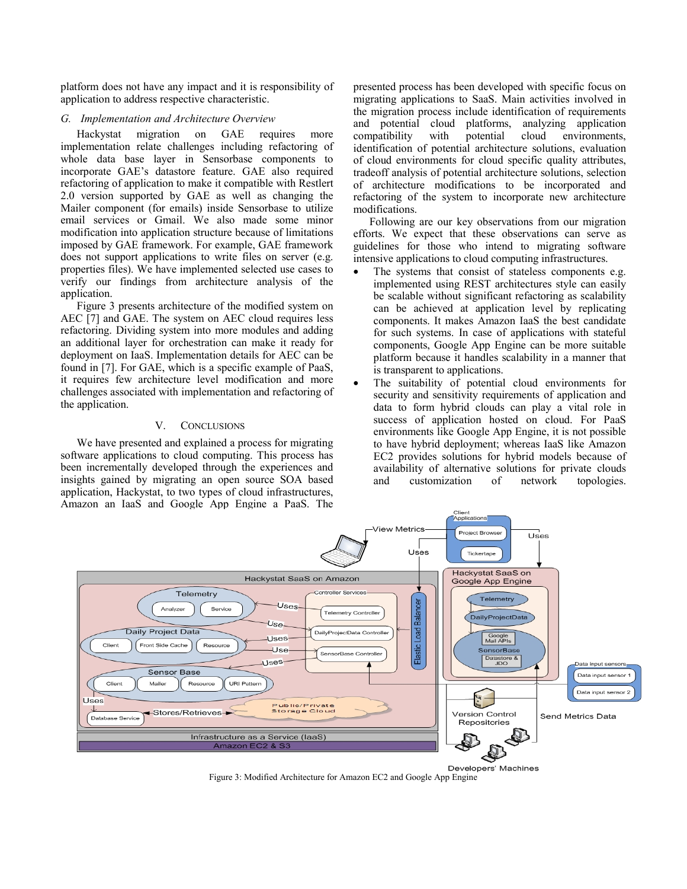platform does not have any impact and it is responsibility of application to address respective characteristic.

### *G. Implementation and Architecture Overview*

Hackystat migration on GAE requires more implementation relate challenges including refactoring of whole data base layer in Sensorbase components to incorporate GAE's datastore feature. GAE also required refactoring of application to make it compatible with Restlert 2.0 version supported by GAE as well as changing the Mailer component (for emails) inside Sensorbase to utilize email services or Gmail. We also made some minor modification into application structure because of limitations imposed by GAE framework. For example, GAE framework does not support applications to write files on server (e.g. properties files). We have implemented selected use cases to verify our findings from architecture analysis of the application.

Figure 3 presents architecture of the modified system on AEC [7] and GAE. The system on AEC cloud requires less refactoring. Dividing system into more modules and adding an additional layer for orchestration can make it ready for deployment on IaaS. Implementation details for AEC can be found in [7]. For GAE, which is a specific example of PaaS, it requires few architecture level modification and more challenges associated with implementation and refactoring of the application.

## V. CONCLUSIONS

We have presented and explained a process for migrating software applications to cloud computing. This process has been incrementally developed through the experiences and insights gained by migrating an open source SOA based application, Hackystat, to two types of cloud infrastructures, Amazon an IaaS and Google App Engine a PaaS. The presented process has been developed with specific focus on migrating applications to SaaS. Main activities involved in the migration process include identification of requirements and potential cloud platforms, analyzing application compatibility with potential cloud environments, identification of potential architecture solutions, evaluation of cloud environments for cloud specific quality attributes, tradeoff analysis of potential architecture solutions, selection of architecture modifications to be incorporated and refactoring of the system to incorporate new architecture modifications.

Following are our key observations from our migration efforts. We expect that these observations can serve as guidelines for those who intend to migrating software intensive applications to cloud computing infrastructures.

- The systems that consist of stateless components e.g. implemented using REST architectures style can easily be scalable without significant refactoring as scalability can be achieved at application level by replicating components. It makes Amazon IaaS the best candidate for such systems. In case of applications with stateful components, Google App Engine can be more suitable platform because it handles scalability in a manner that is transparent to applications.
- The suitability of potential cloud environments for security and sensitivity requirements of application and data to form hybrid clouds can play a vital role in success of application hosted on cloud. For PaaS environments like Google App Engine, it is not possible to have hybrid deployment; whereas IaaS like Amazon EC2 provides solutions for hybrid models because of availability of alternative solutions for private clouds and customization of network topologies.

Figure 3: Modified Architecture for Amazon EC2 and Google App Engine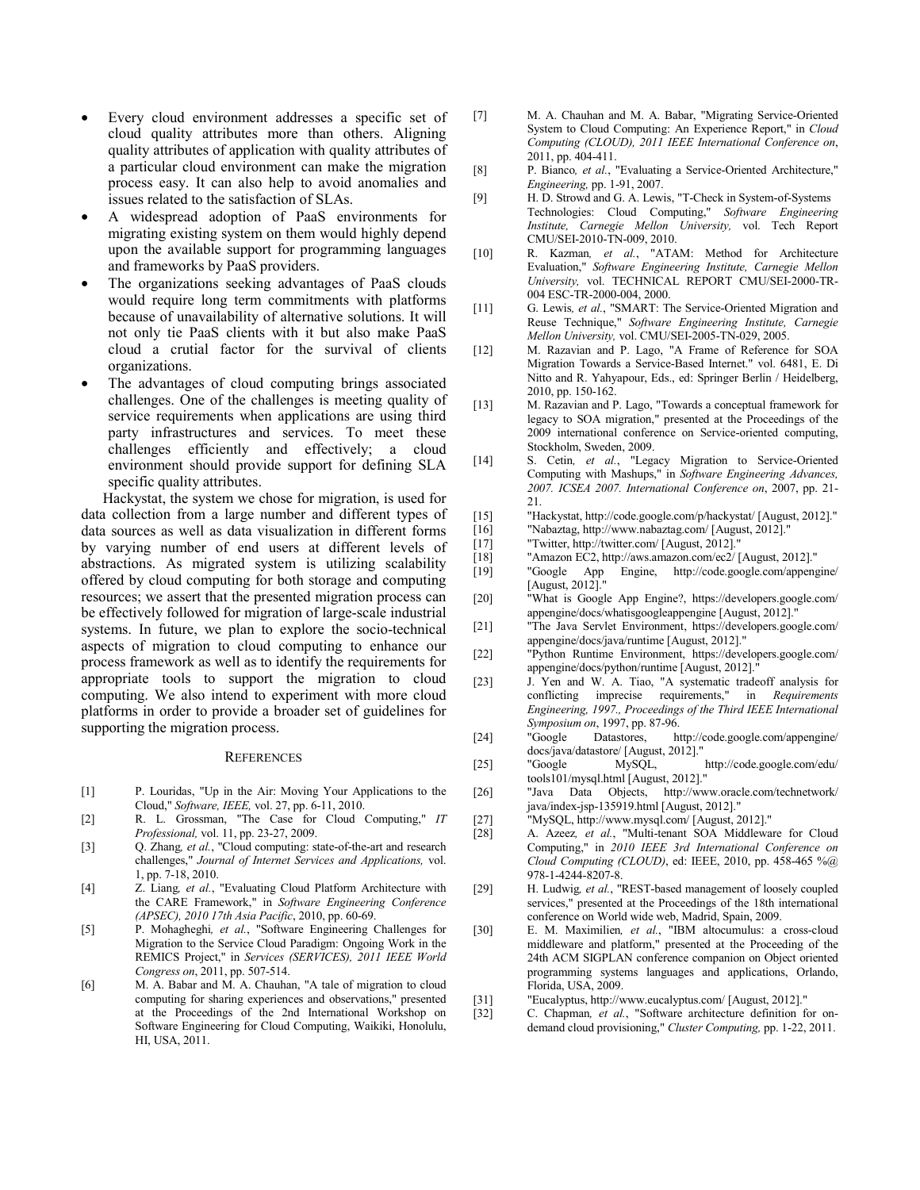- Every cloud environment addresses a specific set of cloud quality attributes more than others. Aligning quality attributes of application with quality attributes of a particular cloud environment can make the migration process easy. It can also help to avoid anomalies and issues related to the satisfaction of SLAs.
- A widespread adoption of PaaS environments for migrating existing system on them would highly depend upon the available support for programming languages and frameworks by PaaS providers.
- The organizations seeking advantages of PaaS clouds would require long term commitments with platforms because of unavailability of alternative solutions. It will not only tie PaaS clients with it but also make PaaS cloud a crutial factor for the survival of clients organizations.
- The advantages of cloud computing brings associated challenges. One of the challenges is meeting quality of service requirements when applications are using third party infrastructures and services. To meet these challenges efficiently and effectively; a cloud environment should provide support for defining SLA specific quality attributes.

Hackystat, the system we chose for migration, is used for data collection from a large number and different types of data sources as well as data visualization in different forms by varying number of end users at different levels of abstractions. As migrated system is utilizing scalability offered by cloud computing for both storage and computing resources; we assert that the presented migration process can be effectively followed for migration of large-scale industrial systems. In future, we plan to explore the socio-technical aspects of migration to cloud computing to enhance our process framework as well as to identify the requirements for appropriate tools to support the migration to cloud computing. We also intend to experiment with more cloud platforms in order to provide a broader set of guidelines for supporting the migration process.

## References

[1] P. Louridas, "Up in the Air: Moving Your Applications to the Cloud," *Software, IEEE,* vol. 27, pp. 6-11, 2010.

[2] R. L. Grossman, "The Case for Cloud Computing," *IT Professional,* vol. 11, pp. 23-27, 2009.

[3] Q. Zhang*, et al.*, "Cloud computing: state-of-the-art and research challenges," *Journal of Internet Services and Applications,* vol. 1, pp. 7-18, 2010.

[4] Z. Liang*, et al.*, "Evaluating Cloud Platform Architecture with the CARE Framework," in *Software Engineering Conference (APSEC), 2010 17th Asia Pacific*, 2010, pp. 60-69.

[5] P. Mohagheghi*, et al.*, "Software Engineering Challenges for Migration to the Service Cloud Paradigm: Ongoing Work in the REMICS Project," in *Services (SERVICES), 2011 IEEE World Congress on*, 2011, pp. 507-514.

[6] M. A. Babar and M. A. Chauhan, "A tale of migration to cloud computing for sharing experiences and observations," presented at the Proceedings of the 2nd International Workshop on Software Engineering for Cloud Computing, Waikiki, Honolulu, HI, USA, 2011.

[7] M. A. Chauhan and M. A. Babar, "Migrating Service-Oriented System to Cloud Computing: An Experience Report," in *Cloud Computing (CLOUD), 2011 IEEE International Conference on*, 2011, pp. 404-411.

[8] P. Bianco*, et al.*, "Evaluating a Service-Oriented Architecture," *Engineering,* pp. 1-91, 2007.

[9] H. D. Strowd and G. A. Lewis, "T-Check in System-of-Systems Technologies: Cloud Computing," *Software Engineering Institute, Carnegie Mellon University,* vol. Tech Report CMU/SEI-2010-TN-009, 2010.

[10] R. Kazman*, et al.*, "ATAM: Method for Architecture Evaluation," *Software Engineering Institute, Carnegie Mellon University,* vol. TECHNICAL REPORT CMU/SEI-2000-TR-004 ESC-TR-2000-004, 2000.

[11] G. Lewis*, et al.*, "SMART: The Service-Oriented Migration and Reuse Technique," *Software Engineering Institute, Carnegie Mellon University,* vol. CMU/SEI-2005-TN-029, 2005.

[12] M. Razavian and P. Lago, "A Frame of Reference for SOA Migration Towards a Service-Based Internet." vol. 6481, E. Di Nitto and R. Yahyapour, Eds., ed: Springer Berlin / Heidelberg, 2010, pp. 150-162.

[13] M. Razavian and P. Lago, "Towards a conceptual framework for legacy to SOA migration," presented at the Proceedings of the 2009 international conference on Service-oriented computing, Stockholm, Sweden, 2009.

[14] S. Cetin*, et al.*, "Legacy Migration to Service-Oriented Computing with Mashups," in *Software Engineering Advances, 2007. ICSEA 2007. International Conference on*, 2007, pp. 21-21.

[15] "Hackystat, http://code.google.com/p/hackystat/ [August, 2012]."

[16] "Nabaztag, http://www.nabaztag.com/ [August, 2012]."

[17] "Twitter, http://twitter.com/ [August, 2012]."

[18] "Amazon EC2, http://aws.amazon.com/ec2/ [August, 2012]."

[19] "Google App Engine, http://code.google.com/appengine/ [August, 2012]."

[20] "What is Google App Engine?, https://developers.google.com/appengine/docs/whatisgoogleappengine [August, 2012]."

[21] "The Java Servlet Environment, https://developers.google.com/appengine/docs/java/runtime [August, 2012]."

[22] "Python Runtime Environment, https://developers.google.com/appengine/docs/python/runtime [August, 2012]."

[23] J. Yen and W. A. Tiao, "A systematic tradeoff analysis for conflicting imprecise requirements," in *Requirements Engineering, 1997., Proceedings of the Third IEEE International Symposium on*, 1997, pp. 87-96.

[24] "Google Datastores, http://code.google.com/appengine/docs/java/datastore/ [August, 2012]."

[25] "Google MySQL, http://code.google.com/edu/tools101/mysql.html [August, 2012]."

[26] "Java Data Objects, http://www.oracle.com/technetwork/java/index-jsp-135919.html [August, 2012]."

[27] "MySQL, http://www.mysql.com/ [August, 2012]."

[28] A. Azeez*, et al.*, "Multi-tenant SOA Middleware for Cloud Computing," in *2010 IEEE 3rd International Conference on Cloud Computing (CLOUD)*, ed: IEEE, 2010, pp. 458-465 %@ 978-1-4244-8207-8.

[29] H. Ludwig*, et al.*, "REST-based management of loosely coupled services," presented at the Proceedings of the 18th international conference on World wide web, Madrid, Spain, 2009.

[30] E. M. Maximilien*, et al.*, "IBM altocumulus: a cross-cloud middleware and platform," presented at the Proceeding of the 24th ACM SIGPLAN conference companion on Object oriented programming systems languages and applications, Orlando, Florida, USA, 2009.

[31] "Eucalyptus, http://www.eucalyptus.com/ [August, 2012]."

[32] C. Chapman*, et al.*, "Software architecture definition for on-demand cloud provisioning," *Cluster Computing,* pp. 1-22, 2011.